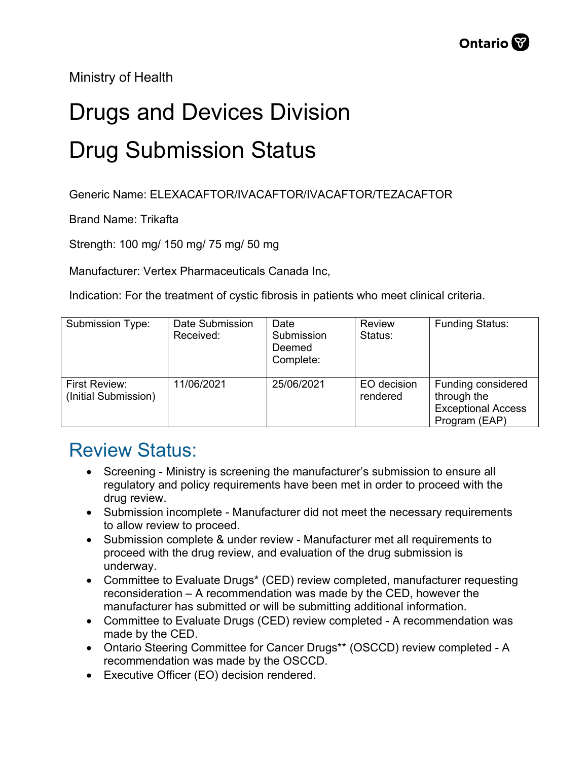Ministry of Health

# Drugs and Devices Division

# Drug Submission Status

Generic Name: ELEXACAFTOR/IVACAFTOR/IVACAFTOR/TEZACAFTOR

Brand Name: Trikafta

Strength: 100 mg/ 150 mg/ 75 mg/ 50 mg

Manufacturer: Vertex Pharmaceuticals Canada Inc,

Indication: For the treatment of cystic fibrosis in patients who meet clinical criteria.

| Submission Type: | Date Submission Received: | Date Submission Deemed Complete: | Review Status: | Funding Status: |
|---|---|---|---|---|
| First Review: (Initial Submission) | 11/06/2021 | 25/06/2021 | EO decision rendered | Funding considered through the Exceptional Access Program (EAP) |

## Review Status:

- Screening - Ministry is screening the manufacturer's submission to ensure all regulatory and policy requirements have been met in order to proceed with the drug review.
- Submission incomplete - Manufacturer did not meet the necessary requirements to allow review to proceed.
- Submission complete & under review - Manufacturer met all requirements to proceed with the drug review, and evaluation of the drug submission is underway.
- Committee to Evaluate Drugs* (CED) review completed, manufacturer requesting reconsideration – A recommendation was made by the CED, however the manufacturer has submitted or will be submitting additional information.
- Committee to Evaluate Drugs (CED) review completed - A recommendation was made by the CED.
- Ontario Steering Committee for Cancer Drugs** (OSCCD) review completed - A recommendation was made by the OSCCD.
- Executive Officer (EO) decision rendered.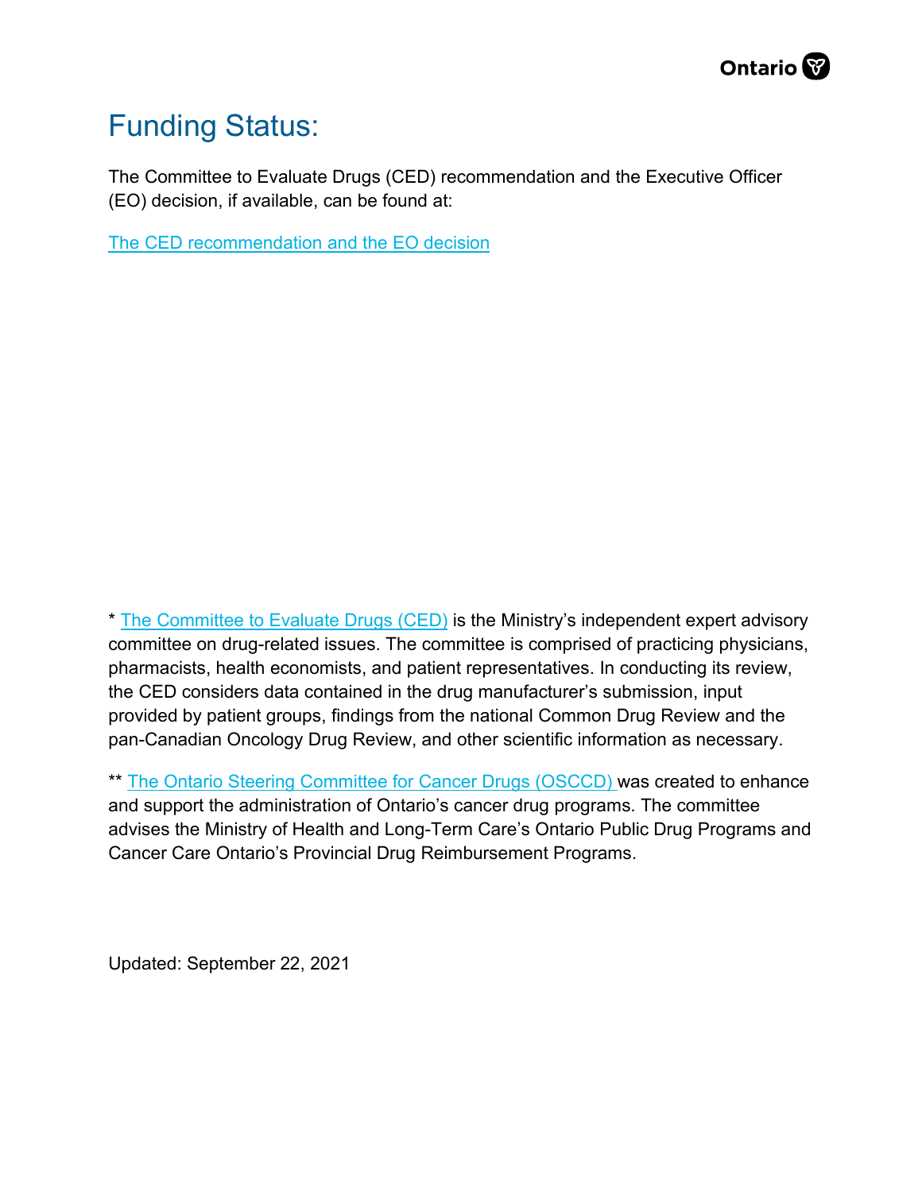# Funding Status:

The Committee to Evaluate Drugs (CED) recommendation and the Executive Officer (EO) decision, if available, can be found at:

The CED recommendation and the EO decision

* The Committee to Evaluate Drugs (CED) is the Ministry's independent expert advisory committee on drug-related issues. The committee is comprised of practicing physicians, pharmacists, health economists, and patient representatives. In conducting its review, the CED considers data contained in the drug manufacturer's submission, input provided by patient groups, findings from the national Common Drug Review and the pan-Canadian Oncology Drug Review, and other scientific information as necessary.

** The Ontario Steering Committee for Cancer Drugs (OSCCD) was created to enhance and support the administration of Ontario's cancer drug programs. The committee advises the Ministry of Health and Long-Term Care's Ontario Public Drug Programs and Cancer Care Ontario's Provincial Drug Reimbursement Programs.

Updated: September 22, 2021